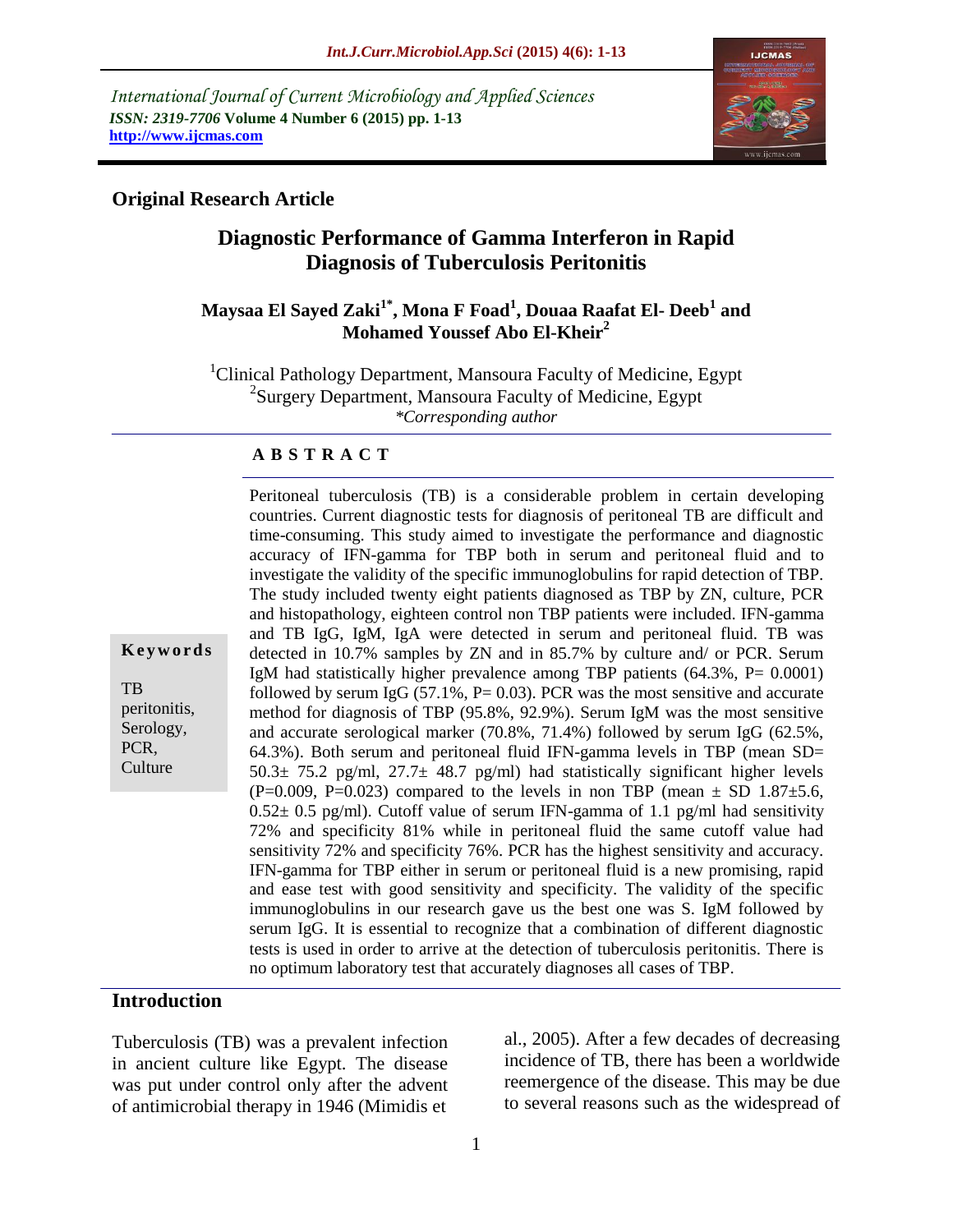International Journal of Current Microbiology and Applied Sciences
*ISSN: 2319-7706* **Volume 4 Number 6 (2015) pp. 1-13**
**http://www.ijcmas.com**

**Original Research Article**

# Diagnostic Performance of Gamma Interferon in Rapid Diagnosis of Tuberculosis Peritonitis

**Maysaa El Sayed Zaki[1*], Mona F Foad[1], Douaa Raafat El- Deeb[1] and Mohamed Youssef Abo El-Kheir[2]**

[1]Clinical Pathology Department, Mansoura Faculty of Medicine, Egypt
[2]Surgery Department, Mansoura Faculty of Medicine, Egypt
*\*Corresponding author*

**A B S T R A C T**

**Keywords**

TB peritonitis, Serology, PCR, Culture

Peritoneal tuberculosis (TB) is a considerable problem in certain developing countries. Current diagnostic tests for diagnosis of peritoneal TB are difficult and time-consuming. This study aimed to investigate the performance and diagnostic accuracy of IFN-gamma for TBP both in serum and peritoneal fluid and to investigate the validity of the specific immunoglobulins for rapid detection of TBP. The study included twenty eight patients diagnosed as TBP by ZN, culture, PCR and histopathology, eighteen control non TBP patients were included. IFN-gamma and TB IgG, IgM, IgA were detected in serum and peritoneal fluid. TB was detected in 10.7% samples by ZN and in 85.7% by culture and/ or PCR. Serum IgM had statistically higher prevalence among TBP patients (64.3%, P= 0.0001) followed by serum IgG (57.1%, P= 0.03). PCR was the most sensitive and accurate method for diagnosis of TBP (95.8%, 92.9%). Serum IgM was the most sensitive and accurate serological marker (70.8%, 71.4%) followed by serum IgG (62.5%, 64.3%). Both serum and peritoneal fluid IFN-gamma levels in TBP (mean SD= 50.3± 75.2 pg/ml, 27.7± 48.7 pg/ml) had statistically significant higher levels (P=0.009, P=0.023) compared to the levels in non TBP (mean ± SD 1.87±5.6, 0.52± 0.5 pg/ml). Cutoff value of serum IFN-gamma of 1.1 pg/ml had sensitivity 72% and specificity 81% while in peritoneal fluid the same cutoff value had sensitivity 72% and specificity 76%. PCR has the highest sensitivity and accuracy. IFN-gamma for TBP either in serum or peritoneal fluid is a new promising, rapid and ease test with good sensitivity and specificity. The validity of the specific immunoglobulins in our research gave us the best one was S. IgM followed by serum IgG. It is essential to recognize that a combination of different diagnostic tests is used in order to arrive at the detection of tuberculosis peritonitis. There is no optimum laboratory test that accurately diagnoses all cases of TBP.

## Introduction

Tuberculosis (TB) was a prevalent infection in ancient culture like Egypt. The disease was put under control only after the advent of antimicrobial therapy in 1946 (Mimidis et al., 2005). After a few decades of decreasing incidence of TB, there has been a worldwide reemergence of the disease. This may be due to several reasons such as the widespread of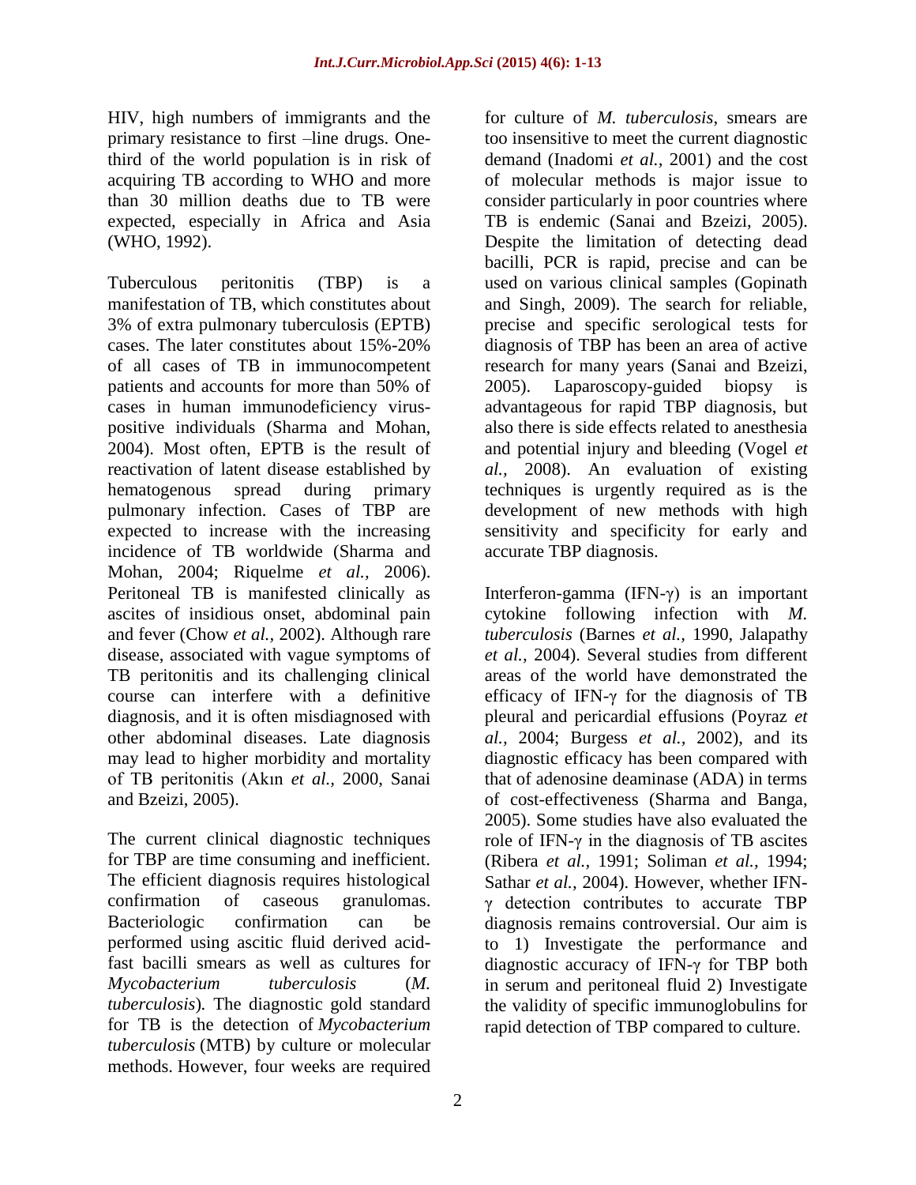HIV, high numbers of immigrants and the primary resistance to first –line drugs. One-third of the world population is in risk of acquiring TB according to WHO and more than 30 million deaths due to TB were expected, especially in Africa and Asia (WHO, 1992).

Tuberculous peritonitis (TBP) is a manifestation of TB, which constitutes about 3% of extra pulmonary tuberculosis (EPTB) cases. The later constitutes about 15%-20% of all cases of TB in immunocompetent patients and accounts for more than 50% of cases in human immunodeficiency virus-positive individuals (Sharma and Mohan, 2004). Most often, EPTB is the result of reactivation of latent disease established by hematogenous spread during primary pulmonary infection. Cases of TBP are expected to increase with the increasing incidence of TB worldwide (Sharma and Mohan, 2004; Riquelme *et al.,* 2006). Peritoneal TB is manifested clinically as ascites of insidious onset, abdominal pain and fever (Chow *et al.,* 2002). Although rare disease, associated with vague symptoms of TB peritonitis and its challenging clinical course can interfere with a definitive diagnosis, and it is often misdiagnosed with other abdominal diseases. Late diagnosis may lead to higher morbidity and mortality of TB peritonitis (Akın *et al.,* 2000, Sanai and Bzeizi, 2005).

The current clinical diagnostic techniques for TBP are time consuming and inefficient. The efficient diagnosis requires histological confirmation of caseous granulomas. Bacteriologic confirmation can be performed using ascitic fluid derived acid-fast bacilli smears as well as cultures for *Mycobacterium tuberculosis* (*M. tuberculosis*). The diagnostic gold standard for TB is the detection of *Mycobacterium tuberculosis* (MTB) by culture or molecular methods. However, four weeks are required for culture of *M. tuberculosis*, smears are too insensitive to meet the current diagnostic demand (Inadomi *et al.,* 2001) and the cost of molecular methods is major issue to consider particularly in poor countries where TB is endemic (Sanai and Bzeizi, 2005). Despite the limitation of detecting dead bacilli, PCR is rapid, precise and can be used on various clinical samples (Gopinath and Singh, 2009). The search for reliable, precise and specific serological tests for diagnosis of TBP has been an area of active research for many years (Sanai and Bzeizi, 2005). Laparoscopy-guided biopsy is advantageous for rapid TBP diagnosis, but also there is side effects related to anesthesia and potential injury and bleeding (Vogel *et al.,* 2008). An evaluation of existing techniques is urgently required as is the development of new methods with high sensitivity and specificity for early and accurate TBP diagnosis.

Interferon-gamma (IFN-γ) is an important cytokine following infection with *M. tuberculosis* (Barnes *et al.,* 1990, Jalapathy *et al.,* 2004). Several studies from different areas of the world have demonstrated the efficacy of IFN-γ for the diagnosis of TB pleural and pericardial effusions (Poyraz *et al.,* 2004; Burgess *et al.,* 2002), and its diagnostic efficacy has been compared with that of adenosine deaminase (ADA) in terms of cost-effectiveness (Sharma and Banga, 2005). Some studies have also evaluated the role of IFN-γ in the diagnosis of TB ascites (Ribera *et al.,* 1991; Soliman *et al.,* 1994; Sathar *et al.,* 2004). However, whether IFN-γ detection contributes to accurate TBP diagnosis remains controversial. Our aim is to 1) Investigate the performance and diagnostic accuracy of IFN-γ for TBP both in serum and peritoneal fluid 2) Investigate the validity of specific immunoglobulins for rapid detection of TBP compared to culture.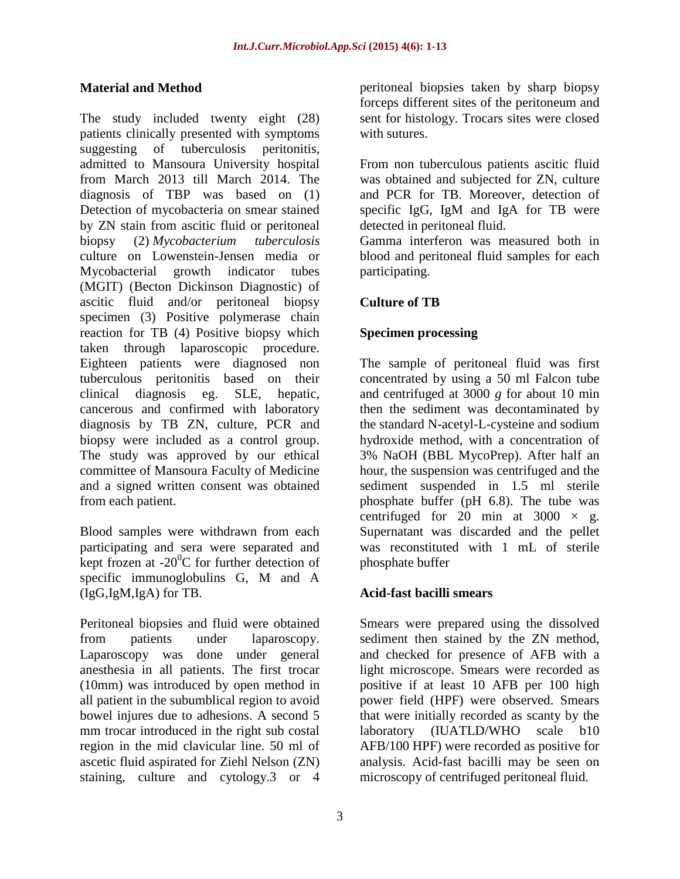## Material and Method

The study included twenty eight (28) patients clinically presented with symptoms suggesting of tuberculosis peritonitis, admitted to Mansoura University hospital from March 2013 till March 2014. The diagnosis of TBP was based on (1) Detection of mycobacteria on smear stained by ZN stain from ascitic fluid or peritoneal biopsy (2) *Mycobacterium tuberculosis* culture on Lowenstein-Jensen media or Mycobacterial growth indicator tubes (MGIT) (Becton Dickinson Diagnostic) of ascitic fluid and/or peritoneal biopsy specimen (3) Positive polymerase chain reaction for TB (4) Positive biopsy which taken through laparoscopic procedure. Eighteen patients were diagnosed non tuberculous peritonitis based on their clinical diagnosis eg. SLE, hepatic, cancerous and confirmed with laboratory diagnosis by TB ZN, culture, PCR and biopsy were included as a control group. The study was approved by our ethical committee of Mansoura Faculty of Medicine and a signed written consent was obtained from each patient.

Blood samples were withdrawn from each participating and sera were separated and kept frozen at $-20^0$C for further detection of specific immunoglobulins G, M and A (IgG,IgM,IgA) for TB.

Peritoneal biopsies and fluid were obtained from patients under laparoscopy. Laparoscopy was done under general anesthesia in all patients. The first trocar (10mm) was introduced by open method in all patient in the subumblical region to avoid bowel injures due to adhesions. A second 5 mm trocar introduced in the right sub costal region in the mid clavicular line. 50 ml of ascetic fluid aspirated for Ziehl Nelson (ZN) staining, culture and cytology.3 or 4 peritoneal biopsies taken by sharp biopsy forceps different sites of the peritoneum and sent for histology. Trocars sites were closed with sutures.

From non tuberculous patients ascitic fluid was obtained and subjected for ZN, culture and PCR for TB. Moreover, detection of specific IgG, IgM and IgA for TB were detected in peritoneal fluid.
Gamma interferon was measured both in blood and peritoneal fluid samples for each participating.

## Culture of TB

### Specimen processing

The sample of peritoneal fluid was first concentrated by using a 50 ml Falcon tube and centrifuged at 3000 *g* for about 10 min then the sediment was decontaminated by the standard N-acetyl-L-cysteine and sodium hydroxide method, with a concentration of 3% NaOH (BBL MycoPrep). After half an hour, the suspension was centrifuged and the sediment suspended in 1.5 ml sterile phosphate buffer (pH 6.8). The tube was centrifuged for 20 min at 3000 × g. Supernatant was discarded and the pellet was reconstituted with 1 mL of sterile phosphate buffer

### Acid-fast bacilli smears

Smears were prepared using the dissolved sediment then stained by the ZN method, and checked for presence of AFB with a light microscope. Smears were recorded as positive if at least 10 AFB per 100 high power field (HPF) were observed. Smears that were initially recorded as scanty by the laboratory (IUATLD/WHO scale b10 AFB/100 HPF) were recorded as positive for analysis. Acid-fast bacilli may be seen on microscopy of centrifuged peritoneal fluid.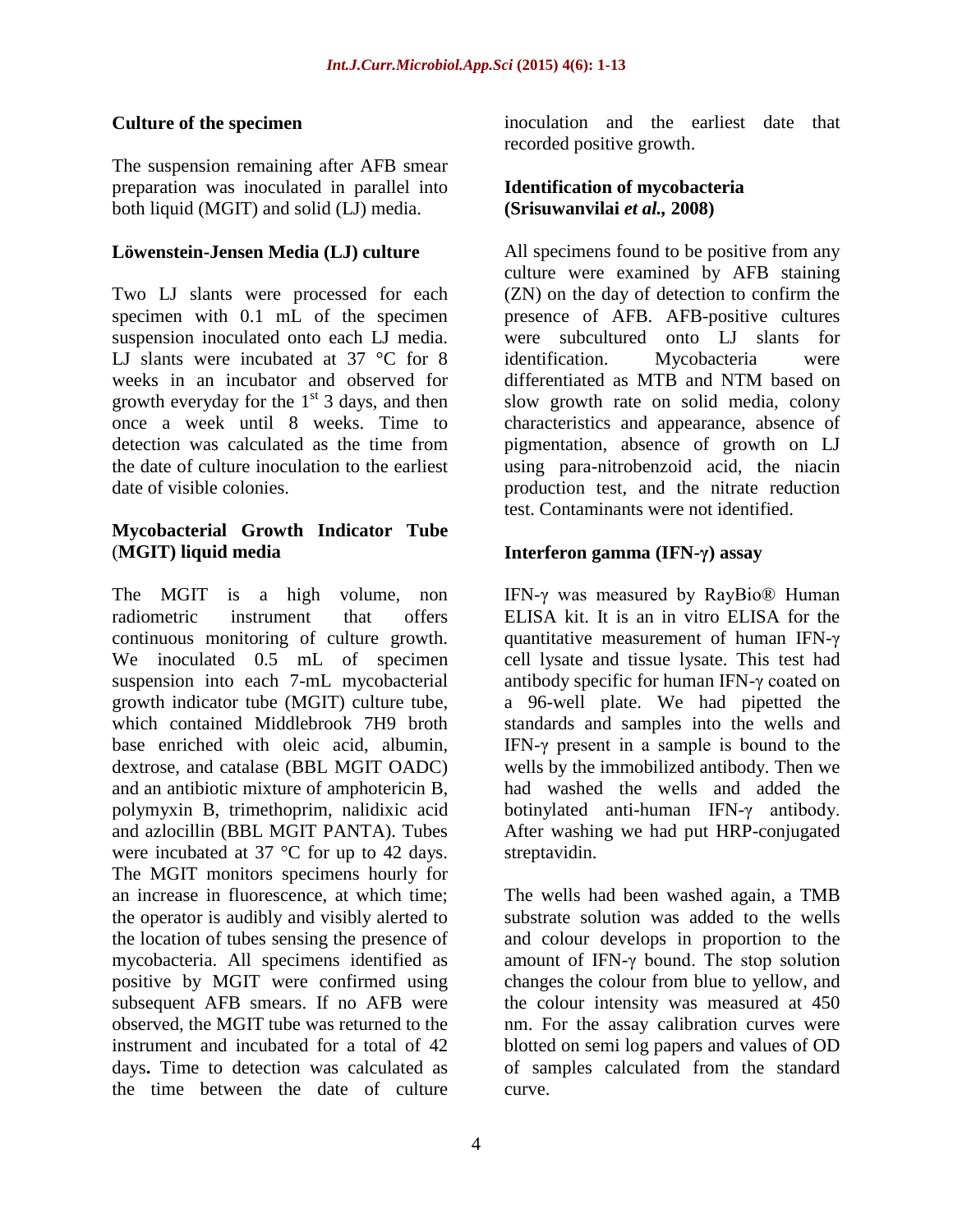**Culture of the specimen**

The suspension remaining after AFB smear preparation was inoculated in parallel into both liquid (MGIT) and solid (LJ) media.

**Löwenstein-Jensen Media (LJ) culture**

Two LJ slants were processed for each specimen with 0.1 mL of the specimen suspension inoculated onto each LJ media. LJ slants were incubated at 37 °C for 8 weeks in an incubator and observed for growth everyday for the 1st 3 days, and then once a week until 8 weeks. Time to detection was calculated as the time from the date of culture inoculation to the earliest date of visible colonies.

**Mycobacterial Growth Indicator Tube (MGIT) liquid media**

The MGIT is a high volume, non radiometric instrument that offers continuous monitoring of culture growth. We inoculated 0.5 mL of specimen suspension into each 7-mL mycobacterial growth indicator tube (MGIT) culture tube, which contained Middlebrook 7H9 broth base enriched with oleic acid, albumin, dextrose, and catalase (BBL MGIT OADC) and an antibiotic mixture of amphotericin B, polymyxin B, trimethoprim, nalidixic acid and azlocillin (BBL MGIT PANTA). Tubes were incubated at 37 °C for up to 42 days. The MGIT monitors specimens hourly for an increase in fluorescence, at which time; the operator is audibly and visibly alerted to the location of tubes sensing the presence of mycobacteria. All specimens identified as positive by MGIT were confirmed using subsequent AFB smears. If no AFB were observed, the MGIT tube was returned to the instrument and incubated for a total of 42 days**.** Time to detection was calculated as the time between the date of culture inoculation and the earliest date that recorded positive growth.

**Identification of mycobacteria (Srisuwanvilai *et al.,* 2008)**

All specimens found to be positive from any culture were examined by AFB staining (ZN) on the day of detection to confirm the presence of AFB. AFB-positive cultures were subcultured onto LJ slants for identification. Mycobacteria were differentiated as MTB and NTM based on slow growth rate on solid media, colony characteristics and appearance, absence of pigmentation, absence of growth on LJ using para-nitrobenzoid acid, the niacin production test, and the nitrate reduction test. Contaminants were not identified.

**Interferon gamma (IFN-γ) assay**

IFN-γ was measured by RayBio® Human ELISA kit. It is an in vitro ELISA for the quantitative measurement of human IFN-γ cell lysate and tissue lysate. This test had antibody specific for human IFN-γ coated on a 96-well plate. We had pipetted the standards and samples into the wells and IFN-γ present in a sample is bound to the wells by the immobilized antibody. Then we had washed the wells and added the botinylated anti-human IFN-γ antibody. After washing we had put HRP-conjugated streptavidin.

The wells had been washed again, a TMB substrate solution was added to the wells and colour develops in proportion to the amount of IFN-γ bound. The stop solution changes the colour from blue to yellow, and the colour intensity was measured at 450 nm. For the assay calibration curves were blotted on semi log papers and values of OD of samples calculated from the standard curve.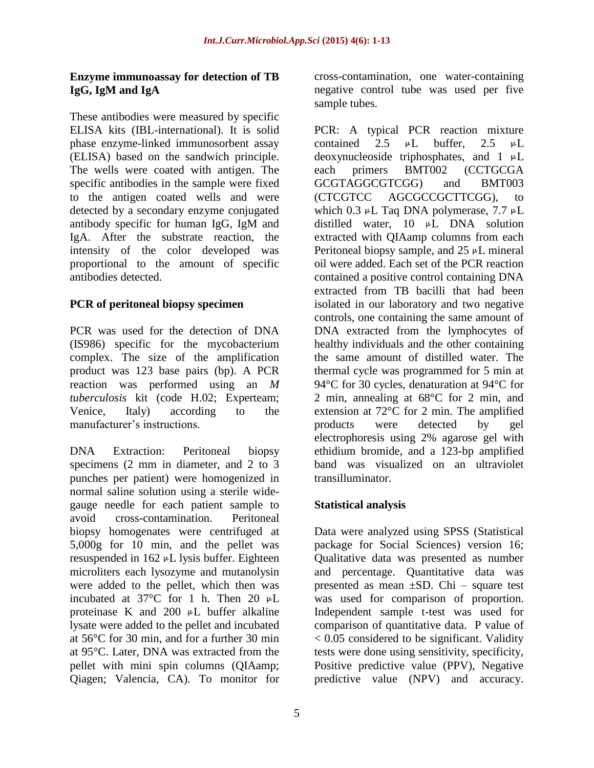**Enzyme immunoassay for detection of TB IgG, IgM and IgA**

These antibodies were measured by specific ELISA kits (IBL-international). It is solid phase enzyme-linked immunosorbent assay (ELISA) based on the sandwich principle. The wells were coated with antigen. The specific antibodies in the sample were fixed to the antigen coated wells and were detected by a secondary enzyme conjugated antibody specific for human IgG, IgM and IgA. After the substrate reaction, the intensity of the color developed was proportional to the amount of specific antibodies detected.

**PCR of peritoneal biopsy specimen**

PCR was used for the detection of DNA (IS986) specific for the mycobacterium complex. The size of the amplification product was 123 base pairs (bp). A PCR reaction was performed using an *M tuberculosis* kit (code H.02; Experteam; Venice, Italy) according to the manufacturer's instructions.

DNA Extraction: Peritoneal biopsy specimens (2 mm in diameter, and 2 to 3 punches per patient) were homogenized in normal saline solution using a sterile wide-gauge needle for each patient sample to avoid cross-contamination. Peritoneal biopsy homogenates were centrifuged at 5,000g for 10 min, and the pellet was resuspended in 162 µL lysis buffer. Eighteen microliters each lysozyme and mutanolysin were added to the pellet, which then was incubated at 37°C for 1 h. Then 20 µL proteinase K and 200 µL buffer alkaline lysate were added to the pellet and incubated at 56°C for 30 min, and for a further 30 min at 95°C. Later, DNA was extracted from the pellet with mini spin columns (QIAamp; Qiagen; Valencia, CA). To monitor for cross-contamination, one water-containing negative control tube was used per five sample tubes.

PCR: A typical PCR reaction mixture contained 2.5 µL buffer, 2.5 µL deoxynucleoside triphosphates, and 1 µL each primers BMT002 (CCTGCGA GCGTAGGCGTCGG) and BMT003 (CTCGTCC AGCGCCGCTTCGG), to which 0.3 µL Taq DNA polymerase, 7.7 µL distilled water, 10 µL DNA solution extracted with QIAamp columns from each Peritoneal biopsy sample, and 25 µL mineral oil were added. Each set of the PCR reaction contained a positive control containing DNA extracted from TB bacilli that had been isolated in our laboratory and two negative controls, one containing the same amount of DNA extracted from the lymphocytes of healthy individuals and the other containing the same amount of distilled water. The thermal cycle was programmed for 5 min at 94°C for 30 cycles, denaturation at 94°C for 2 min, annealing at 68°C for 2 min, and extension at 72°C for 2 min. The amplified products were detected by gel electrophoresis using 2% agarose gel with ethidium bromide, and a 123-bp amplified band was visualized on an ultraviolet transilluminator.

**Statistical analysis**

Data were analyzed using SPSS (Statistical package for Social Sciences) version 16; Qualitative data was presented as number and percentage. Quantitative data was presented as mean ±SD. Chi – square test was used for comparison of proportion. Independent sample t-test was used for comparison of quantitative data. P value of $< 0.05$ considered to be significant. Validity tests were done using sensitivity, specificity, Positive predictive value (PPV), Negative predictive value (NPV) and accuracy.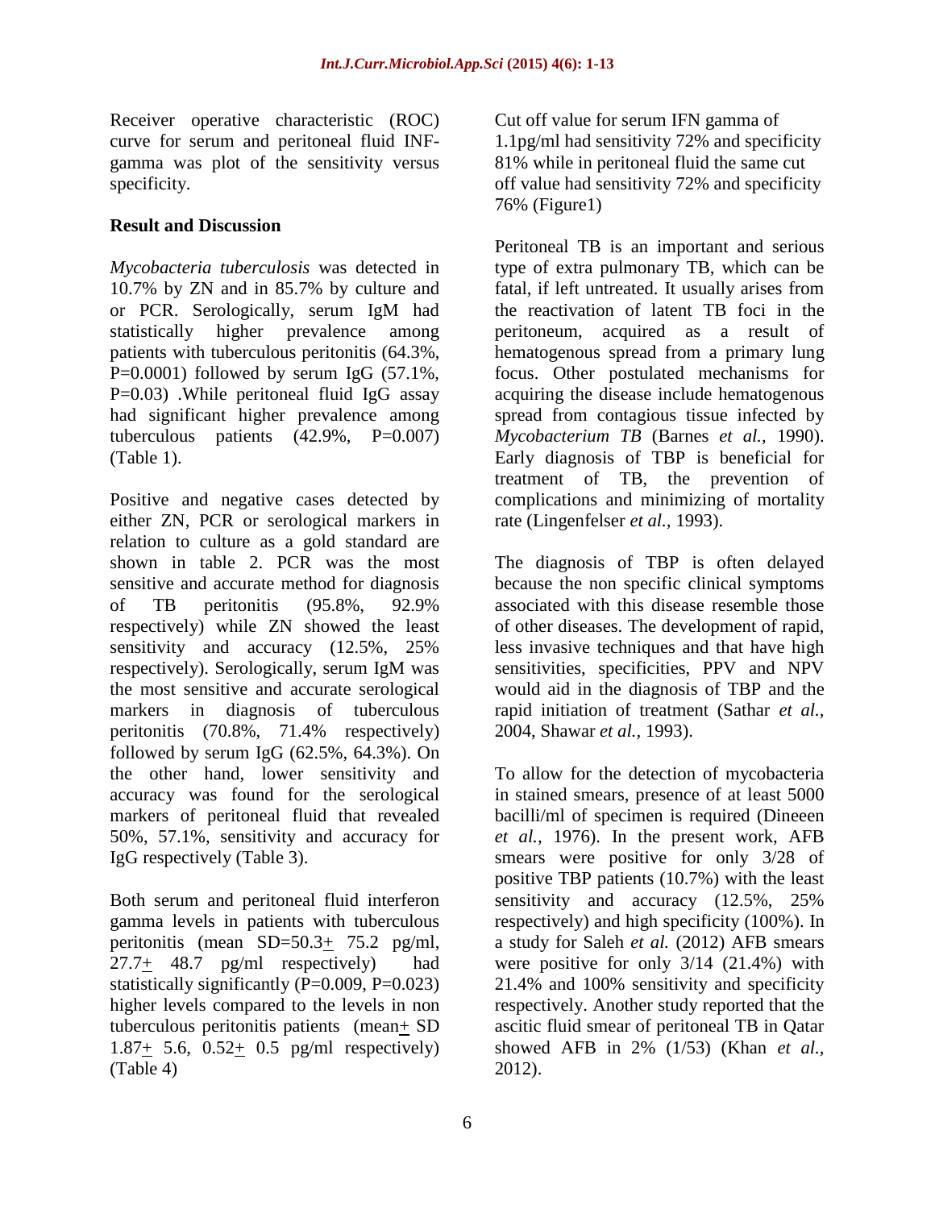Receiver operative characteristic (ROC) curve for serum and peritoneal fluid INF-gamma was plot of the sensitivity versus specificity.

## Result and Discussion

*Mycobacteria tuberculosis* was detected in 10.7% by ZN and in 85.7% by culture and or PCR. Serologically, serum IgM had statistically higher prevalence among patients with tuberculous peritonitis (64.3%, P=0.0001) followed by serum IgG (57.1%, P=0.03) .While peritoneal fluid IgG assay had significant higher prevalence among tuberculous patients (42.9%, P=0.007) (Table 1).

Positive and negative cases detected by either ZN, PCR or serological markers in relation to culture as a gold standard are shown in table 2. PCR was the most sensitive and accurate method for diagnosis of TB peritonitis (95.8%, 92.9% respectively) while ZN showed the least sensitivity and accuracy (12.5%, 25% respectively). Serologically, serum IgM was the most sensitive and accurate serological markers in diagnosis of tuberculous peritonitis (70.8%, 71.4% respectively) followed by serum IgG (62.5%, 64.3%). On the other hand, lower sensitivity and accuracy was found for the serological markers of peritoneal fluid that revealed 50%, 57.1%, sensitivity and accuracy for IgG respectively (Table 3).

Both serum and peritoneal fluid interferon gamma levels in patients with tuberculous peritonitis (mean SD=50.3± 75.2 pg/ml, 27.7± 48.7 pg/ml respectively) had statistically significantly (P=0.009, P=0.023) higher levels compared to the levels in non tuberculous peritonitis patients (mean± SD 1.87± 5.6, 0.52± 0.5 pg/ml respectively) (Table 4)

Cut off value for serum IFN gamma of 1.1pg/ml had sensitivity 72% and specificity 81% while in peritoneal fluid the same cut off value had sensitivity 72% and specificity 76% (Figure1)

Peritoneal TB is an important and serious type of extra pulmonary TB, which can be fatal, if left untreated. It usually arises from the reactivation of latent TB foci in the peritoneum, acquired as a result of hematogenous spread from a primary lung focus. Other postulated mechanisms for acquiring the disease include hematogenous spread from contagious tissue infected by *Mycobacterium TB* (Barnes *et al.*, 1990). Early diagnosis of TBP is beneficial for treatment of TB, the prevention of complications and minimizing of mortality rate (Lingenfelser *et al.,* 1993).

The diagnosis of TBP is often delayed because the non specific clinical symptoms associated with this disease resemble those of other diseases. The development of rapid, less invasive techniques and that have high sensitivities, specificities, PPV and NPV would aid in the diagnosis of TBP and the rapid initiation of treatment (Sathar *et al.,* 2004, Shawar *et al.,* 1993).

To allow for the detection of mycobacteria in stained smears, presence of at least 5000 bacilli/ml of specimen is required (Dineeen *et al.,* 1976). In the present work, AFB smears were positive for only 3/28 of positive TBP patients (10.7%) with the least sensitivity and accuracy (12.5%, 25% respectively) and high specificity (100%). In a study for Saleh *et al.* (2012) AFB smears were positive for only 3/14 (21.4%) with 21.4% and 100% sensitivity and specificity respectively. Another study reported that the ascitic fluid smear of peritoneal TB in Qatar showed AFB in 2% (1/53) (Khan *et al.,* 2012).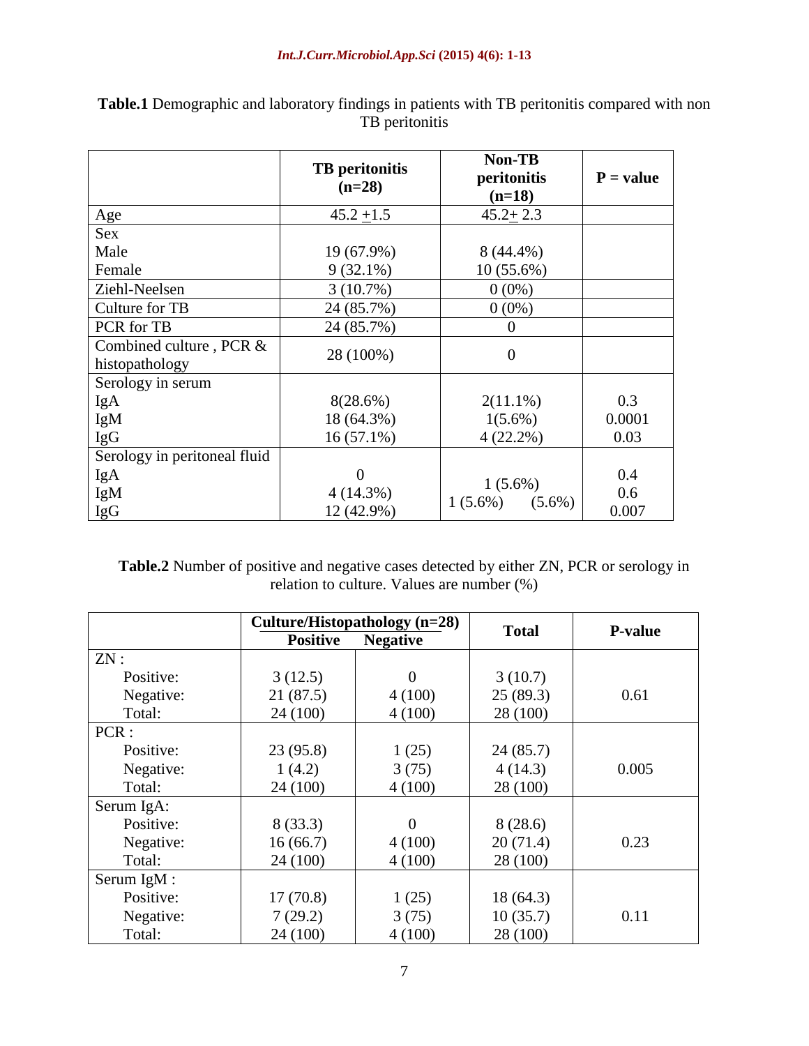**Table.1** Demographic and laboratory findings in patients with TB peritonitis compared with non TB peritonitis

| | TB peritonitis (n=28) | Non-TB peritonitis (n=18) | P = value |
|---|---|---|---|
| Age | 45.2 ±1.5 | 45.2± 2.3 | |
| Sex | | | |
| Male | 19 (67.9%) | 8 (44.4%) | |
| Female | 9 (32.1%) | 10 (55.6%) | |
| Ziehl-Neelsen | 3 (10.7%) | 0 (0%) | |
| Culture for TB | 24 (85.7%) | 0 (0%) | |
| PCR for TB | 24 (85.7%) | 0 | |
| Combined culture , PCR & histopathology | 28 (100%) | 0 | |
| Serology in serum | | | |
| IgA | 8(28.6%) | 2(11.1%) | 0.3 |
| IgM | 18 (64.3%) | 1(5.6%) | 0.0001 |
| IgG | 16 (57.1%) | 4 (22.2%) | 0.03 |
| Serology in peritoneal fluid | | | |
| IgA | 0 | 1 (5.6%) | 0.4 |
| IgM | 4 (14.3%) | 1 (5.6%) (5.6%) | 0.6 |
| IgG | 12 (42.9%) | | 0.007 |

**Table.2** Number of positive and negative cases detected by either ZN, PCR or serology in relation to culture. Values are number (%)

| | Culture/Histopathology (n=28) | | Total | P-value |
|---|---|---|---|---|
| | Positive | Negative | | |
| ZN : | | | | |
| Positive: | 3 (12.5) | 0 | 3 (10.7) | |
| Negative: | 21 (87.5) | 4 (100) | 25 (89.3) | 0.61 |
| Total: | 24 (100) | 4 (100) | 28 (100) | |
| PCR : | | | | |
| Positive: | 23 (95.8) | 1 (25) | 24 (85.7) | |
| Negative: | 1 (4.2) | 3 (75) | 4 (14.3) | 0.005 |
| Total: | 24 (100) | 4 (100) | 28 (100) | |
| Serum IgA: | | | | |
| Positive: | 8 (33.3) | 0 | 8 (28.6) | |
| Negative: | 16 (66.7) | 4 (100) | 20 (71.4) | 0.23 |
| Total: | 24 (100) | 4 (100) | 28 (100) | |
| Serum IgM : | | | | |
| Positive: | 17 (70.8) | 1 (25) | 18 (64.3) | |
| Negative: | 7 (29.2) | 3 (75) | 10 (35.7) | 0.11 |
| Total: | 24 (100) | 4 (100) | 28 (100) | |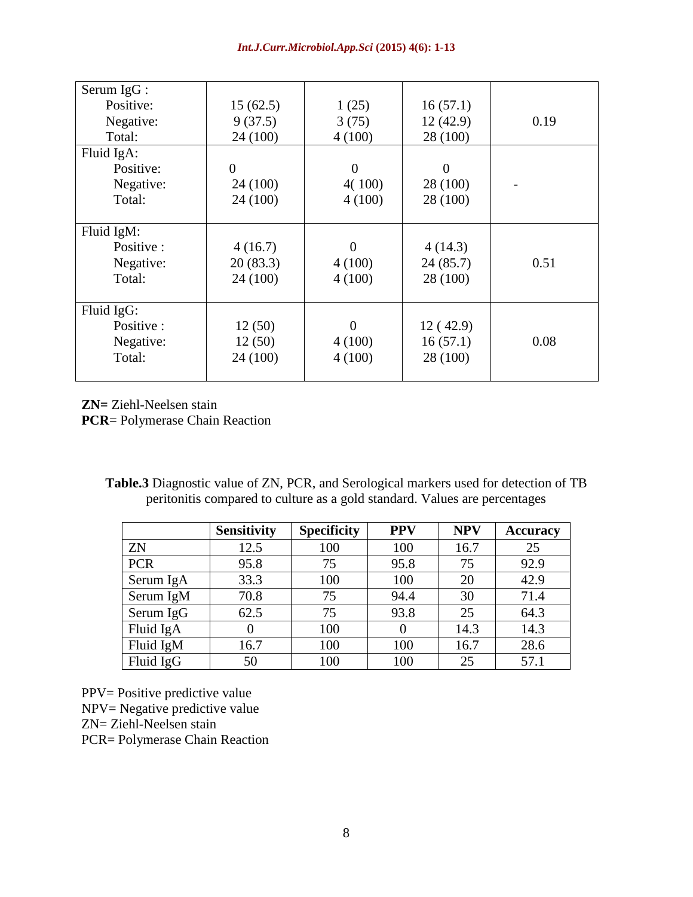| | | | | |
|---|---|---|---|---|
| Serum IgG :<br>Positive:<br>Negative:<br>Total: | 15 (62.5)<br>9 (37.5)<br>24 (100) | 1 (25)<br>3 (75)<br>4 (100) | 16 (57.1)<br>12 (42.9)<br>28 (100) | 0.19 |
| Fluid IgA:<br>Positive:<br>Negative:<br>Total: | 0<br>24 (100)<br>24 (100) | 0<br>4( 100)<br>4 (100) | 0<br>28 (100)<br>28 (100) | - |
| Fluid IgM:<br>Positive :<br>Negative:<br>Total: | 4 (16.7)<br>20 (83.3)<br>24 (100) | 0<br>4 (100)<br>4 (100) | 4 (14.3)<br>24 (85.7)<br>28 (100) | 0.51 |
| Fluid IgG:<br>Positive :<br>Negative:<br>Total: | 12 (50)<br>12 (50)<br>24 (100) | 0<br>4 (100)<br>4 (100) | 12 ( 42.9)<br>16 (57.1)<br>28 (100) | 0.08 |

**ZN=** Ziehl-Neelsen stain
**PCR**= Polymerase Chain Reaction

**Table.3** Diagnostic value of ZN, PCR, and Serological markers used for detection of TB peritonitis compared to culture as a gold standard. Values are percentages

| | Sensitivity | Specificity | PPV | NPV | Accuracy |
|---|---|---|---|---|---|
| ZN | 12.5 | 100 | 100 | 16.7 | 25 |
| PCR | 95.8 | 75 | 95.8 | 75 | 92.9 |
| Serum IgA | 33.3 | 100 | 100 | 20 | 42.9 |
| Serum IgM | 70.8 | 75 | 94.4 | 30 | 71.4 |
| Serum IgG | 62.5 | 75 | 93.8 | 25 | 64.3 |
| Fluid IgA | 0 | 100 | 0 | 14.3 | 14.3 |
| Fluid IgM | 16.7 | 100 | 100 | 16.7 | 28.6 |
| Fluid IgG | 50 | 100 | 100 | 25 | 57.1 |

PPV= Positive predictive value
NPV= Negative predictive value
ZN= Ziehl-Neelsen stain
PCR= Polymerase Chain Reaction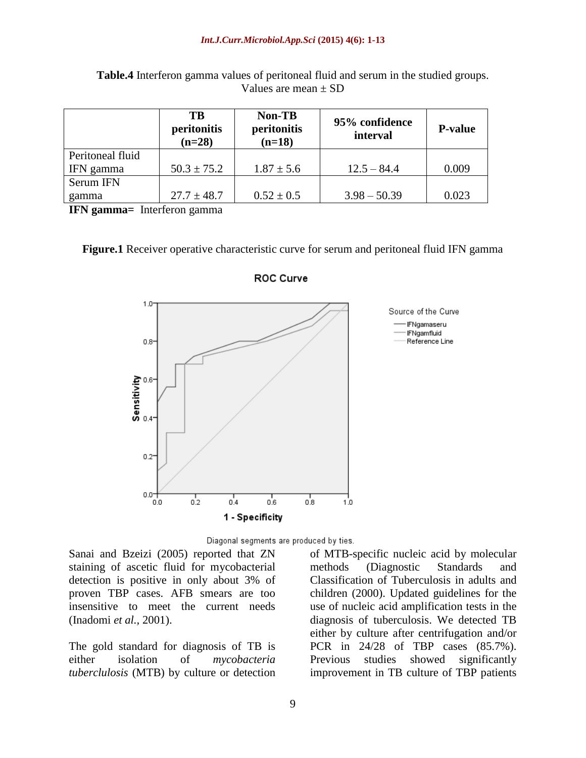**Table.4** Interferon gamma values of peritoneal fluid and serum in the studied groups. Values are mean ± SD

| | TB peritonitis (n=28) | Non-TB peritonitis (n=18) | 95% confidence interval | P-value |
|---|---|---|---|---|
| Peritoneal fluid IFN gamma | 50.3 ± 75.2 | 1.87 ± 5.6 | 12.5 – 84.4 | 0.009 |
| Serum IFN gamma | 27.7 ± 48.7 | 0.52 ± 0.5 | 3.98 – 50.39 | 0.023 |

**IFN gamma=** Interferon gamma

**Figure.1** Receiver operative characteristic curve for serum and peritoneal fluid IFN gamma

ROC Curve

Sensitivity

1.0
0.8
0.6
0.4
0.2
0.0

1 - Specificity

0.0 0.2 0.4 0.6 0.8 1.0

Source of the Curve
IFNgamaseru
IFNgamfluid
Reference Line

Diagonal segments are produced by ties.

Sanai and Bzeizi (2005) reported that ZN staining of ascetic fluid for mycobacterial detection is positive in only about 3% of proven TBP cases. AFB smears are too insensitive to meet the current needs (Inadomi *et al.,* 2001).

The gold standard for diagnosis of TB is either isolation of *mycobacteria tuberclulosis* (MTB) by culture or detection of MTB-specific nucleic acid by molecular methods (Diagnostic Standards and Classification of Tuberculosis in adults and children (2000). Updated guidelines for the use of nucleic acid amplification tests in the diagnosis of tuberculosis. We detected TB either by culture after centrifugation and/or PCR in 24/28 of TBP cases (85.7%). Previous studies showed significantly improvement in TB culture of TBP patients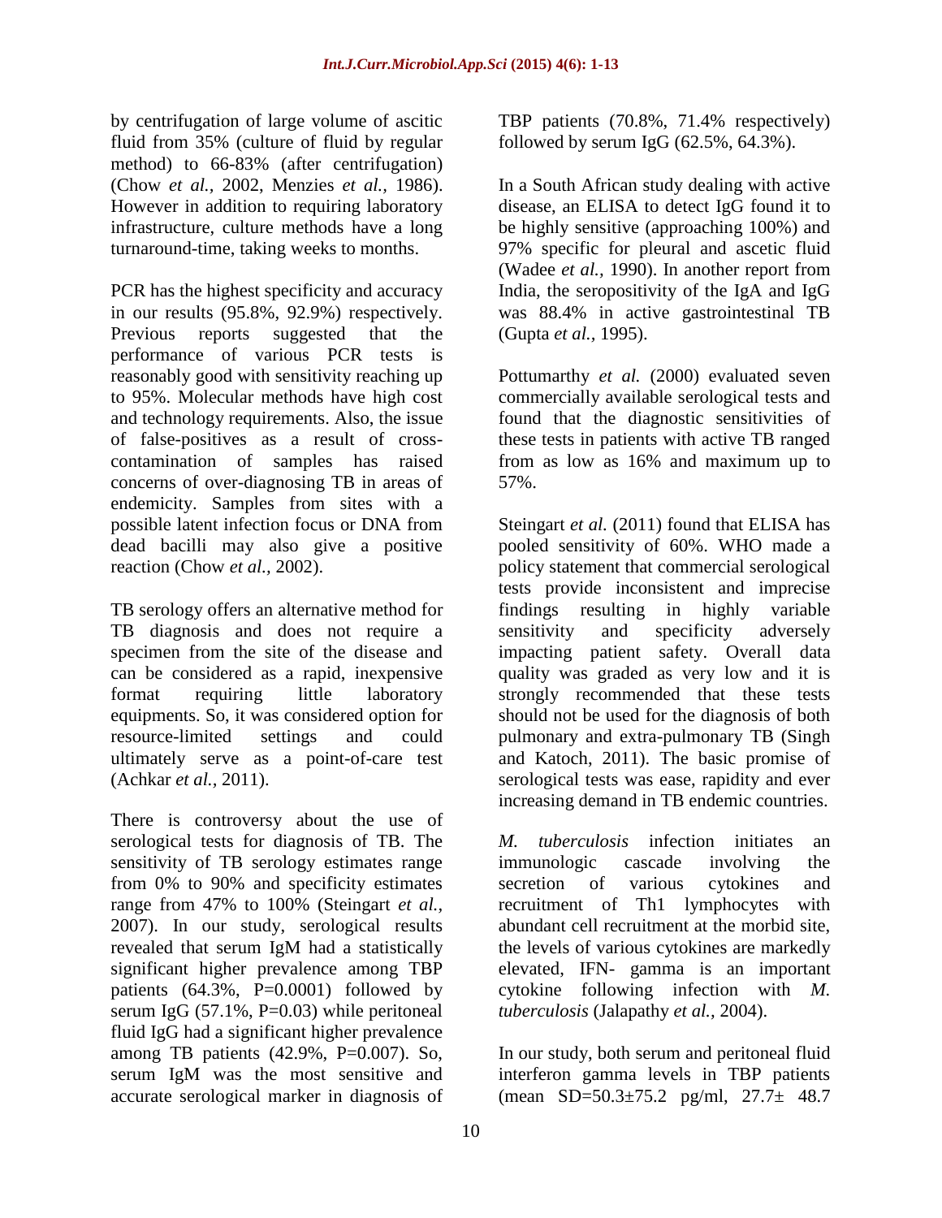by centrifugation of large volume of ascitic fluid from 35% (culture of fluid by regular method) to 66-83% (after centrifugation) (Chow *et al.*, 2002, Menzies *et al.*, 1986). However in addition to requiring laboratory infrastructure, culture methods have a long turnaround-time, taking weeks to months.

PCR has the highest specificity and accuracy in our results (95.8%, 92.9%) respectively. Previous reports suggested that the performance of various PCR tests is reasonably good with sensitivity reaching up to 95%. Molecular methods have high cost and technology requirements. Also, the issue of false-positives as a result of cross-contamination of samples has raised concerns of over-diagnosing TB in areas of endemicity. Samples from sites with a possible latent infection focus or DNA from dead bacilli may also give a positive reaction (Chow *et al.*, 2002).

TB serology offers an alternative method for TB diagnosis and does not require a specimen from the site of the disease and can be considered as a rapid, inexpensive format requiring little laboratory equipments. So, it was considered option for resource-limited settings and could ultimately serve as a point-of-care test (Achkar *et al.*, 2011).

There is controversy about the use of serological tests for diagnosis of TB. The sensitivity of TB serology estimates range from 0% to 90% and specificity estimates range from 47% to 100% (Steingart *et al.*, 2007). In our study, serological results revealed that serum IgM had a statistically significant higher prevalence among TBP patients (64.3%, P=0.0001) followed by serum IgG (57.1%, P=0.03) while peritoneal fluid IgG had a significant higher prevalence among TB patients (42.9%, P=0.007). So, serum IgM was the most sensitive and accurate serological marker in diagnosis of TBP patients (70.8%, 71.4% respectively) followed by serum IgG (62.5%, 64.3%).

In a South African study dealing with active disease, an ELISA to detect IgG found it to be highly sensitive (approaching 100%) and 97% specific for pleural and ascetic fluid (Wadee *et al.*, 1990). In another report from India, the seropositivity of the IgA and IgG was 88.4% in active gastrointestinal TB (Gupta *et al.*, 1995).

Pottumarthy *et al.* (2000) evaluated seven commercially available serological tests and found that the diagnostic sensitivities of these tests in patients with active TB ranged from as low as 16% and maximum up to 57%.

Steingart *et al.* (2011) found that ELISA has pooled sensitivity of 60%. WHO made a policy statement that commercial serological tests provide inconsistent and imprecise findings resulting in highly variable sensitivity and specificity adversely impacting patient safety. Overall data quality was graded as very low and it is strongly recommended that these tests should not be used for the diagnosis of both pulmonary and extra-pulmonary TB (Singh and Katoch, 2011). The basic promise of serological tests was ease, rapidity and ever increasing demand in TB endemic countries.

*M. tuberculosis* infection initiates an immunologic cascade involving the secretion of various cytokines and recruitment of Th1 lymphocytes with abundant cell recruitment at the morbid site, the levels of various cytokines are markedly elevated, IFN- gamma is an important cytokine following infection with *M. tuberculosis* (Jalapathy *et al.*, 2004).

In our study, both serum and peritoneal fluid interferon gamma levels in TBP patients (mean SD=50.3±75.2 pg/ml, 27.7± 48.7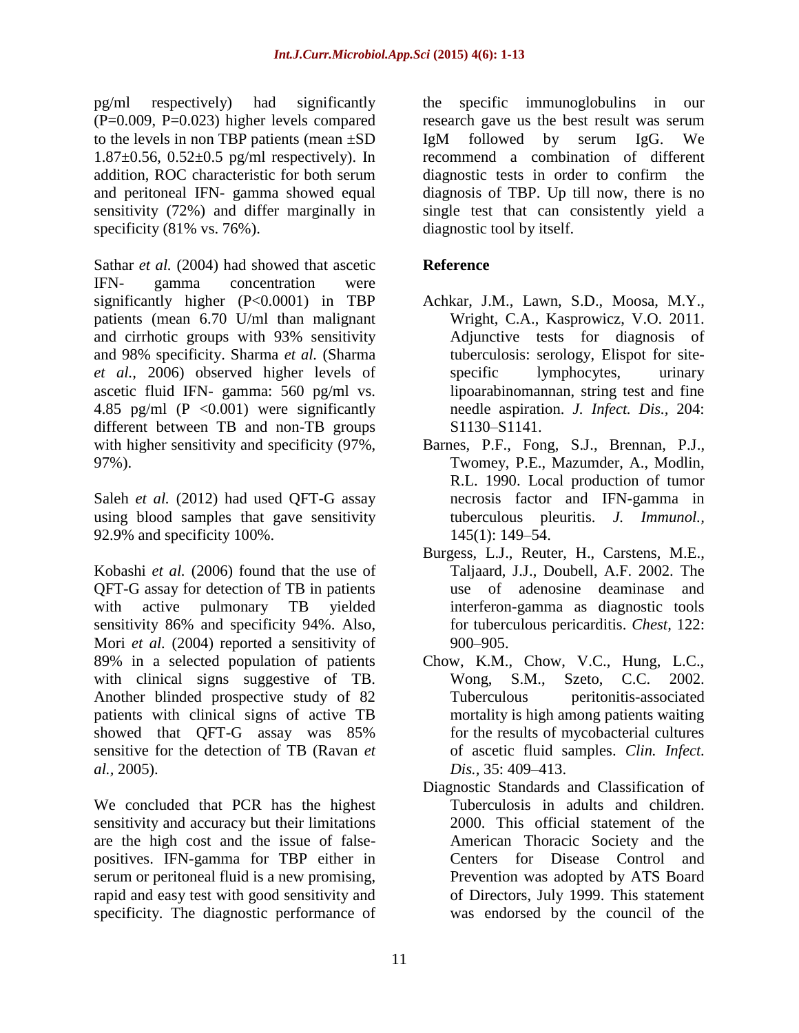pg/ml respectively) had significantly (P=0.009, P=0.023) higher levels compared to the levels in non TBP patients (mean ±SD 1.87±0.56, 0.52±0.5 pg/ml respectively). In addition, ROC characteristic for both serum and peritoneal IFN- gamma showed equal sensitivity (72%) and differ marginally in specificity (81% vs. 76%).

Sathar *et al.* (2004) had showed that ascetic IFN- gamma concentration were significantly higher (P<0.0001) in TBP patients (mean 6.70 U/ml than malignant and cirrhotic groups with 93% sensitivity and 98% specificity. Sharma *et al.* (Sharma *et al.,* 2006) observed higher levels of ascetic fluid IFN- gamma: 560 pg/ml vs. 4.85 pg/ml (P <0.001) were significantly different between TB and non-TB groups with higher sensitivity and specificity (97%, 97%).

Saleh *et al.* (2012) had used QFT-G assay using blood samples that gave sensitivity 92.9% and specificity 100%.

Kobashi *et al.* (2006) found that the use of QFT-G assay for detection of TB in patients with active pulmonary TB yielded sensitivity 86% and specificity 94%. Also, Mori *et al.* (2004) reported a sensitivity of 89% in a selected population of patients with clinical signs suggestive of TB. Another blinded prospective study of 82 patients with clinical signs of active TB showed that QFT-G assay was 85% sensitive for the detection of TB (Ravan *et al.,* 2005).

We concluded that PCR has the highest sensitivity and accuracy but their limitations are the high cost and the issue of false-positives. IFN-gamma for TBP either in serum or peritoneal fluid is a new promising, rapid and easy test with good sensitivity and specificity. The diagnostic performance of the specific immunoglobulins in our research gave us the best result was serum IgM followed by serum IgG. We recommend a combination of different diagnostic tests in order to confirm the diagnosis of TBP. Up till now, there is no single test that can consistently yield a diagnostic tool by itself.

## Reference

Achkar, J.M., Lawn, S.D., Moosa, M.Y., Wright, C.A., Kasprowicz, V.O. 2011. Adjunctive tests for diagnosis of tuberculosis: serology, Elispot for site-specific lymphocytes, urinary lipoarabinomannan, string test and fine needle aspiration. *J. Infect. Dis.,* 204: S1130–S1141.

Barnes, P.F., Fong, S.J., Brennan, P.J., Twomey, P.E., Mazumder, A., Modlin, R.L. 1990. Local production of tumor necrosis factor and IFN-gamma in tuberculous pleuritis. *J. Immunol.,* 145(1): 149–54.

Burgess, L.J., Reuter, H., Carstens, M.E., Taljaard, J.J., Doubell, A.F. 2002. The use of adenosine deaminase and interferon-gamma as diagnostic tools for tuberculous pericarditis. *Chest,* 122: 900–905.

Chow, K.M., Chow, V.C., Hung, L.C., Wong, S.M., Szeto, C.C. 2002. Tuberculous peritonitis-associated mortality is high among patients waiting for the results of mycobacterial cultures of ascetic fluid samples. *Clin. Infect. Dis.,* 35: 409–413.

Diagnostic Standards and Classification of Tuberculosis in adults and children. 2000. This official statement of the American Thoracic Society and the Centers for Disease Control and Prevention was adopted by ATS Board of Directors, July 1999. This statement was endorsed by the council of the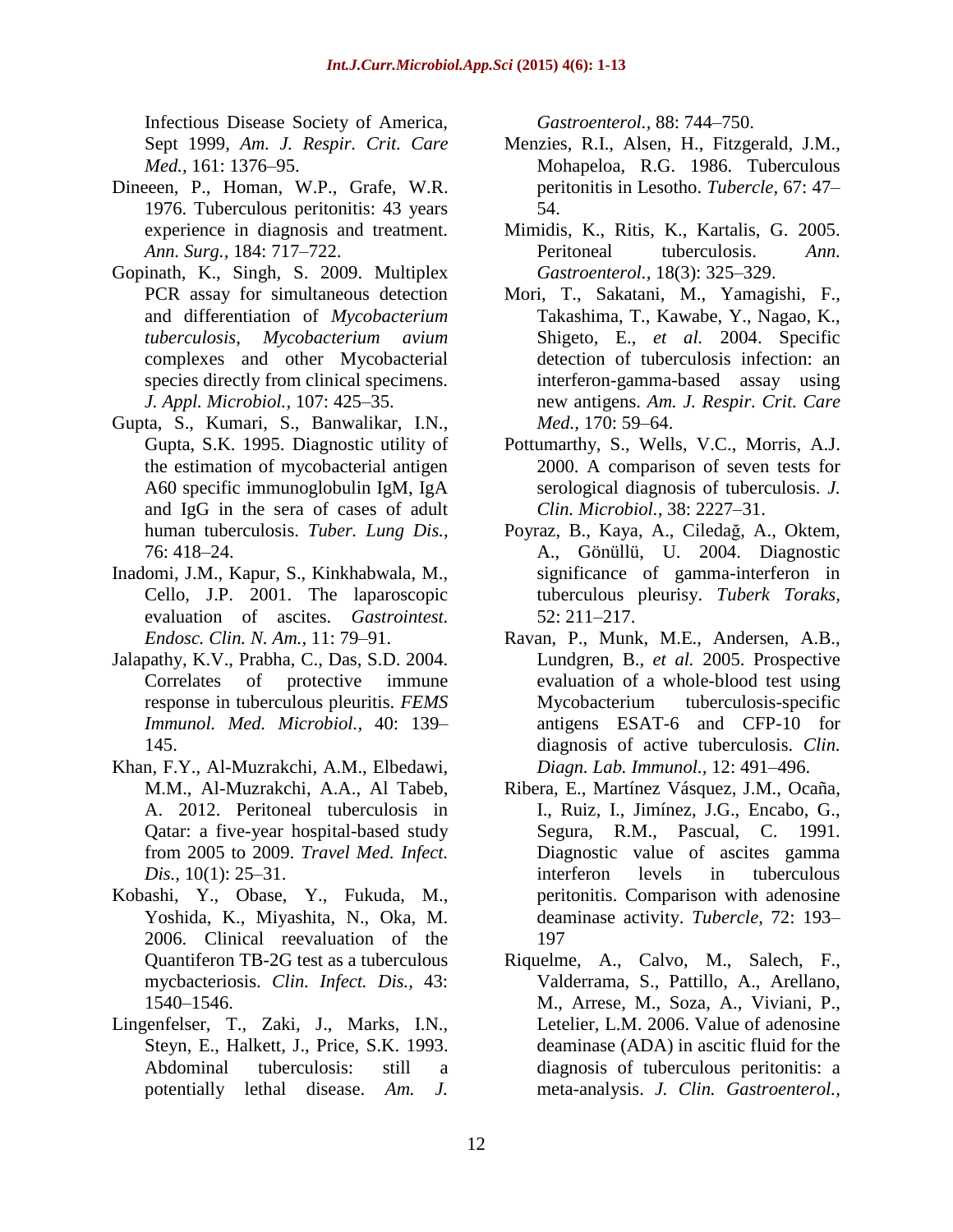Infectious Disease Society of America, Sept 1999, *Am. J. Respir. Crit. Care Med.,* 161: 1376–95.

Dineeen, P., Homan, W.P., Grafe, W.R. 1976. Tuberculous peritonitis: 43 years experience in diagnosis and treatment. *Ann. Surg.,* 184: 717–722.

Gopinath, K., Singh, S. 2009. Multiplex PCR assay for simultaneous detection and differentiation of *Mycobacterium tuberculosis*, *Mycobacterium avium* complexes and other Mycobacterial species directly from clinical specimens. *J. Appl. Microbiol.,* 107: 425–35.

Gupta, S., Kumari, S., Banwalikar, I.N., Gupta, S.K. 1995. Diagnostic utility of the estimation of mycobacterial antigen A60 specific immunoglobulin IgM, IgA and IgG in the sera of cases of adult human tuberculosis. *Tuber. Lung Dis.,* 76: 418–24.

Inadomi, J.M., Kapur, S., Kinkhabwala, M., Cello, J.P. 2001. The laparoscopic evaluation of ascites. *Gastrointest. Endosc. Clin. N. Am.,* 11: 79–91.

Jalapathy, K.V., Prabha, C., Das, S.D. 2004. Correlates of protective immune response in tuberculous pleuritis. *FEMS Immunol. Med. Microbiol.,* 40: 139–145.

Khan, F.Y., Al-Muzrakchi, A.M., Elbedawi, M.M., Al-Muzrakchi, A.A., Al Tabeb, A. 2012. Peritoneal tuberculosis in Qatar: a five-year hospital-based study from 2005 to 2009. *Travel Med. Infect. Dis.,* 10(1): 25–31.

Kobashi, Y., Obase, Y., Fukuda, M., Yoshida, K., Miyashita, N., Oka, M. 2006. Clinical reevaluation of the Quantiferon TB-2G test as a tuberculous mycbacteriosis. *Clin. Infect. Dis.,* 43: 1540–1546.

Lingenfelser, T., Zaki, J., Marks, I.N., Steyn, E., Halkett, J., Price, S.K. 1993. Abdominal tuberculosis: still a potentially lethal disease. *Am. J. Gastroenterol.,* 88: 744–750.

Menzies, R.I., Alsen, H., Fitzgerald, J.M., Mohapeloa, R.G. 1986. Tuberculous peritonitis in Lesotho. *Tubercle,* 67: 47–54.

Mimidis, K., Ritis, K., Kartalis, G. 2005. Peritoneal tuberculosis. *Ann. Gastroenterol.,* 18(3): 325–329.

Mori, T., Sakatani, M., Yamagishi, F., Takashima, T., Kawabe, Y., Nagao, K., Shigeto, E., *et al.* 2004. Specific detection of tuberculosis infection: an interferon-gamma-based assay using new antigens. *Am. J. Respir. Crit. Care Med.,* 170: 59–64.

Pottumarthy, S., Wells, V.C., Morris, A.J. 2000. A comparison of seven tests for serological diagnosis of tuberculosis. *J. Clin. Microbiol.,* 38: 2227–31.

Poyraz, B., Kaya, A., Ciledağ, A., Oktem, A., Gönüllü, U. 2004. Diagnostic significance of gamma-interferon in tuberculous pleurisy. *Tuberk Toraks,* 52: 211–217.

Ravan, P., Munk, M.E., Andersen, A.B., Lundgren, B., *et al.* 2005. Prospective evaluation of a whole-blood test using Mycobacterium tuberculosis-specific antigens ESAT-6 and CFP-10 for diagnosis of active tuberculosis. *Clin. Diagn. Lab. Immunol.,* 12: 491–496.

Ribera, E., Martínez Vásquez, J.M., Ocaña, I., Ruiz, I., Jimínez, J.G., Encabo, G., Segura, R.M., Pascual, C. 1991. Diagnostic value of ascites gamma interferon levels in tuberculous peritonitis. Comparison with adenosine deaminase activity. *Tubercle,* 72: 193–197

Riquelme, A., Calvo, M., Salech, F., Valderrama, S., Pattillo, A., Arellano, M., Arrese, M., Soza, A., Viviani, P., Letelier, L.M. 2006. Value of adenosine deaminase (ADA) in ascitic fluid for the diagnosis of tuberculous peritonitis: a meta-analysis. *J. Clin. Gastroenterol.,*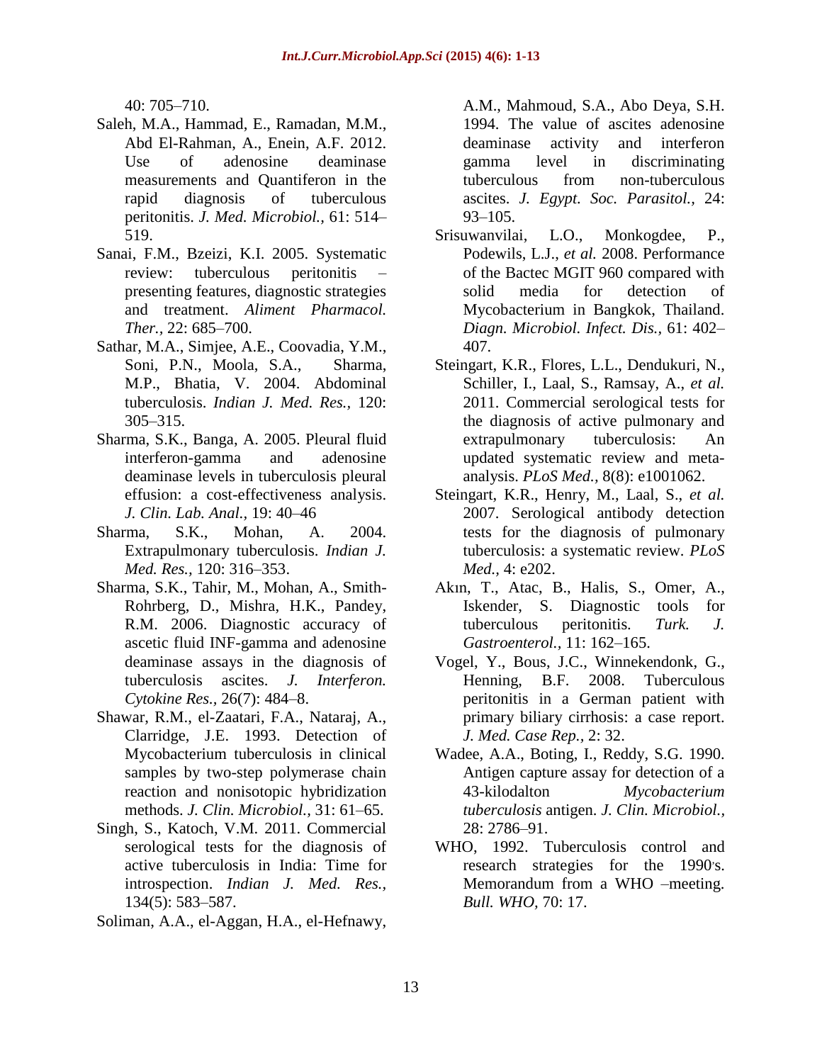40: 705–710.

Saleh, M.A., Hammad, E., Ramadan, M.M., Abd El-Rahman, A., Enein, A.F. 2012. Use of adenosine deaminase measurements and Quantiferon in the rapid diagnosis of tuberculous peritonitis. *J. Med. Microbiol.,* 61: 514–519.

Sanai, F.M., Bzeizi, K.I. 2005. Systematic review: tuberculous peritonitis – presenting features, diagnostic strategies and treatment. *Aliment Pharmacol. Ther.,* 22: 685–700.

Sathar, M.A., Simjee, A.E., Coovadia, Y.M., Soni, P.N., Moola, S.A., Sharma, M.P., Bhatia, V. 2004. Abdominal tuberculosis. *Indian J. Med. Res.,* 120: 305–315.

Sharma, S.K., Banga, A. 2005. Pleural fluid interferon-gamma and adenosine deaminase levels in tuberculosis pleural effusion: a cost-effectiveness analysis. *J. Clin. Lab. Anal.,* 19: 40–46

Sharma, S.K., Mohan, A. 2004. Extrapulmonary tuberculosis. *Indian J. Med. Res.,* 120: 316–353.

Sharma, S.K., Tahir, M., Mohan, A., Smith-Rohrberg, D., Mishra, H.K., Pandey, R.M. 2006. Diagnostic accuracy of ascetic fluid INF-gamma and adenosine deaminase assays in the diagnosis of tuberculosis ascites. *J. Interferon. Cytokine Res.,* 26(7): 484–8.

Shawar, R.M., el-Zaatari, F.A., Nataraj, A., Clarridge, J.E. 1993. Detection of Mycobacterium tuberculosis in clinical samples by two-step polymerase chain reaction and nonisotopic hybridization methods. *J. Clin. Microbiol.,* 31: 61–65.

Singh, S., Katoch, V.M. 2011. Commercial serological tests for the diagnosis of active tuberculosis in India: Time for introspection. *Indian J. Med. Res.,* 134(5): 583–587.

Soliman, A.A., el-Aggan, H.A., el-Hefnawy, A.M., Mahmoud, S.A., Abo Deya, S.H. 1994. The value of ascites adenosine deaminase activity and interferon gamma level in discriminating tuberculous from non-tuberculous ascites. *J. Egypt. Soc. Parasitol.,* 24: 93–105.

Srisuwanvilai, L.O., Monkogdee, P., Podewils, L.J., *et al.* 2008. Performance of the Bactec MGIT 960 compared with solid media for detection of Mycobacterium in Bangkok, Thailand. *Diagn. Microbiol. Infect. Dis.,* 61: 402–407.

Steingart, K.R., Flores, L.L., Dendukuri, N., Schiller, I., Laal, S., Ramsay, A., *et al.* 2011. Commercial serological tests for the diagnosis of active pulmonary and extrapulmonary tuberculosis: An updated systematic review and meta-analysis. *PLoS Med.,* 8(8): e1001062.

Steingart, K.R., Henry, M., Laal, S., *et al.* 2007. Serological antibody detection tests for the diagnosis of pulmonary tuberculosis: a systematic review. *PLoS Med.,* 4: e202.

Akın, T., Atac, B., Halis, S., Omer, A., Iskender, S. Diagnostic tools for tuberculous peritonitis. *Turk. J. Gastroenterol.,* 11: 162–165.

Vogel, Y., Bous, J.C., Winnekendonk, G., Henning, B.F. 2008. Tuberculous peritonitis in a German patient with primary biliary cirrhosis: a case report. *J. Med. Case Rep.,* 2: 32.

Wadee, A.A., Boting, I., Reddy, S.G. 1990. Antigen capture assay for detection of a 43-kilodalton *Mycobacterium tuberculosis* antigen. *J. Clin. Microbiol.,* 28: 2786–91.

WHO, 1992. Tuberculosis control and research strategies for the 1990's. Memorandum from a WHO –meeting. *Bull. WHO,* 70: 17.